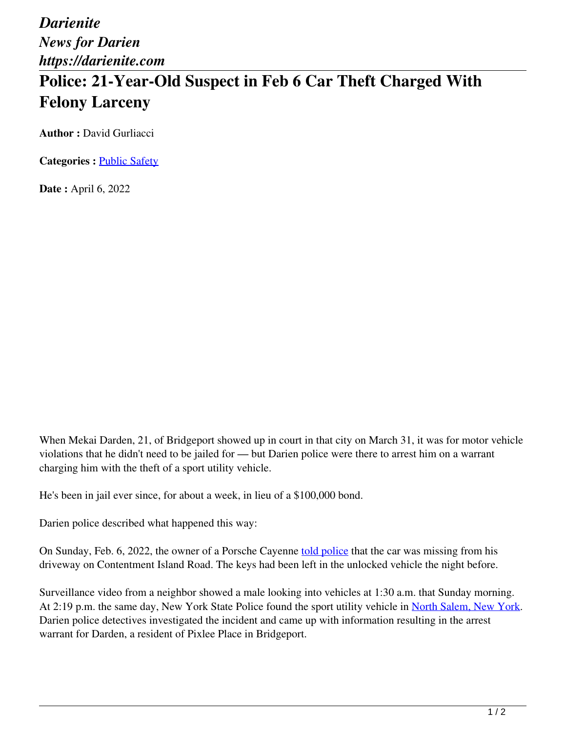*Darienite*
*News for Darien*
*https://darienite.com*

# Police: 21-Year-Old Suspect in Feb 6 Car Theft Charged With Felony Larceny

**Author :** David Gurliacci

**Categories :** Public Safety

**Date :** April 6, 2022

When Mekai Darden, 21, of Bridgeport showed up in court in that city on March 31, it was for motor vehicle violations that he didn't need to be jailed for — but Darien police were there to arrest him on a warrant charging him with the theft of a sport utility vehicle.

He's been in jail ever since, for about a week, in lieu of a $100,000 bond.

Darien police described what happened this way:

On Sunday, Feb. 6, 2022, the owner of a Porsche Cayenne told police that the car was missing from his driveway on Contentment Island Road. The keys had been left in the unlocked vehicle the night before.

Surveillance video from a neighbor showed a male looking into vehicles at 1:30 a.m. that Sunday morning. At 2:19 p.m. the same day, New York State Police found the sport utility vehicle in North Salem, New York. Darien police detectives investigated the incident and came up with information resulting in the arrest warrant for Darden, a resident of Pixlee Place in Bridgeport.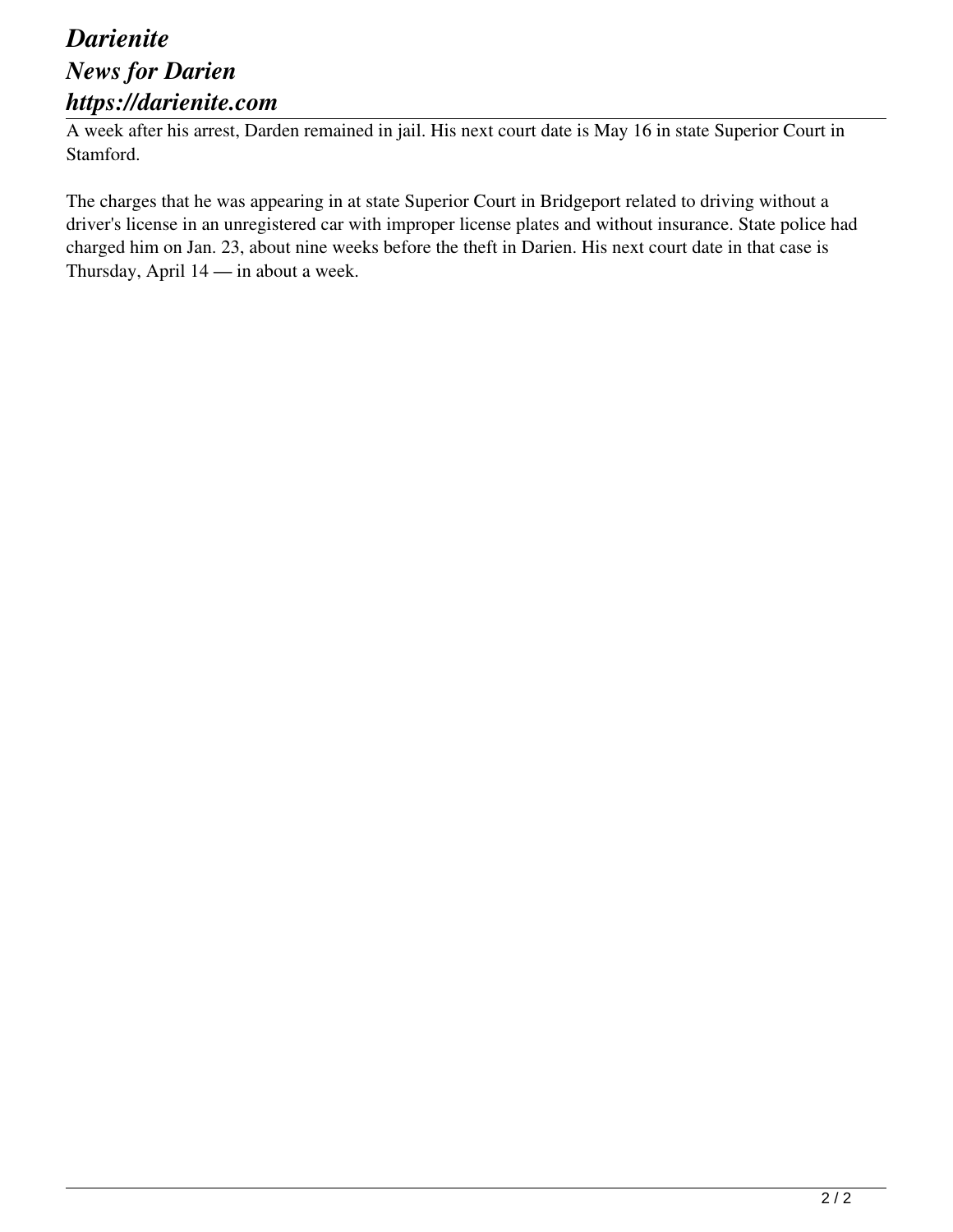A week after his arrest, Darden remained in jail. His next court date is May 16 in state Superior Court in Stamford.

The charges that he was appearing in at state Superior Court in Bridgeport related to driving without a driver's license in an unregistered car with improper license plates and without insurance. State police had charged him on Jan. 23, about nine weeks before the theft in Darien. His next court date in that case is Thursday, April 14 — in about a week.